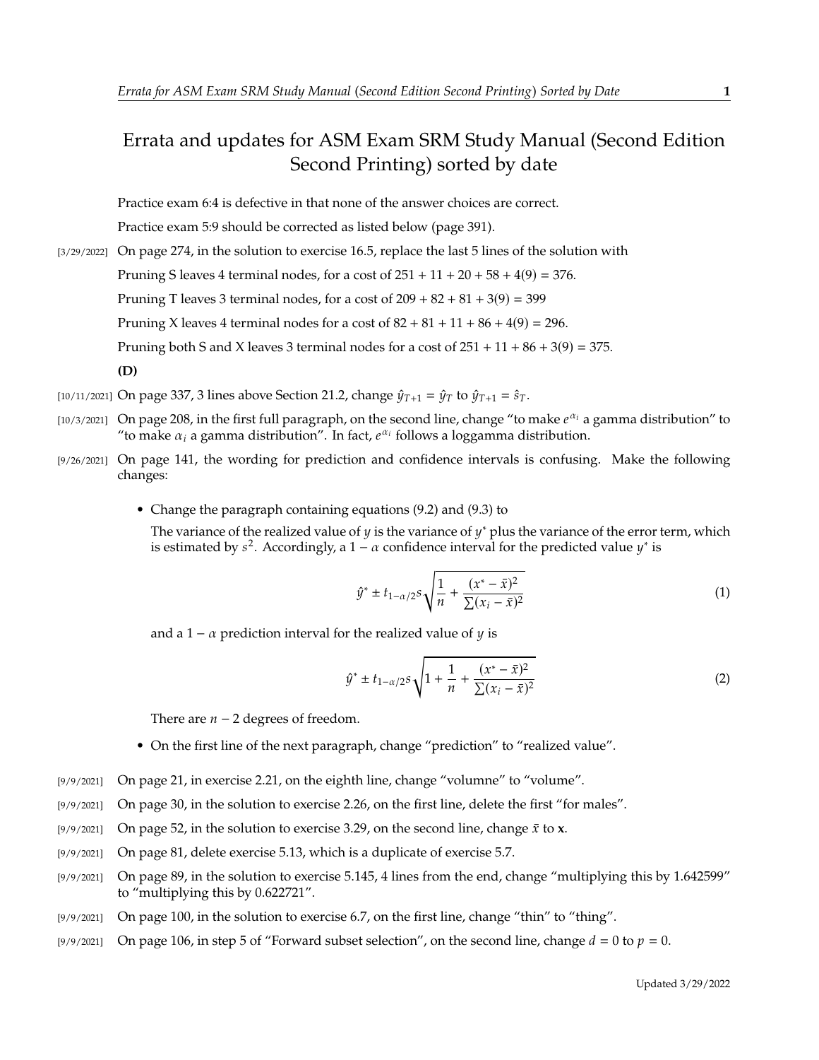# Errata and updates for ASM Exam SRM Study Manual (Second Edition Second Printing) sorted by date

Practice exam 6:4 is defective in that none of the answer choices are correct.

Practice exam 5:9 should be corrected as listed below (page 391).

[3/29/2022] On page 274, in the solution to exercise 16.5, replace the last 5 lines of the solution with

Pruning S leaves 4 terminal nodes, for a cost of $251 + 11 + 20 + 58 + 4(9) = 376$.

Pruning T leaves 3 terminal nodes, for a cost of $209 + 82 + 81 + 3(9) = 399$

Pruning X leaves 4 terminal nodes for a cost of $82 + 81 + 11 + 86 + 4(9) = 296$.

Pruning both S and X leaves 3 terminal nodes for a cost of $251 + 11 + 86 + 3(9) = 375$.

**(D)**

[10/11/2021] On page 337, 3 lines above Section 21.2, change $\hat{y}_{T+1} = \hat{y}_T$ to $\hat{y}_{T+1} = \hat{s}_T$.

[10/3/2021] On page 208, in the first full paragraph, on the second line, change "to make $e^{\alpha_i}$ a gamma distribution" to "to make $\alpha_i$ a gamma distribution". In fact, $e^{\alpha_i}$ follows a loggamma distribution.

[9/26/2021] On page 141, the wording for prediction and confidence intervals is confusing. Make the following changes:

- Change the paragraph containing equations (9.2) and (9.3) to

  The variance of the realized value of $y$ is the variance of $y^*$ plus the variance of the error term, which is estimated by $s^2$. Accordingly, a $1-\alpha$ confidence interval for the predicted value $y^*$ is

  $$\hat{y}^* \pm t_{1-\alpha/2} s \sqrt{\frac{1}{n} + \frac{(x^* - \bar{x})^2}{\sum (x_i - \bar{x})^2}} \tag{1}$$

  and a $1-\alpha$ prediction interval for the realized value of $y$ is

  $$\hat{y}^* \pm t_{1-\alpha/2} s \sqrt{1 + \frac{1}{n} + \frac{(x^* - \bar{x})^2}{\sum (x_i - \bar{x})^2}} \tag{2}$$

  There are $n-2$ degrees of freedom.

- On the first line of the next paragraph, change "prediction" to "realized value".

[9/9/2021] On page 21, in exercise 2.21, on the eighth line, change "volumne" to "volume".

[9/9/2021] On page 30, in the solution to exercise 2.26, on the first line, delete the first "for males".

[9/9/2021] On page 52, in the solution to exercise 3.29, on the second line, change $\bar{x}$ to $\mathbf{x}$.

[9/9/2021] On page 81, delete exercise 5.13, which is a duplicate of exercise 5.7.

[9/9/2021] On page 89, in the solution to exercise 5.145, 4 lines from the end, change "multiplying this by 1.642599" to "multiplying this by 0.622721".

[9/9/2021] On page 100, in the solution to exercise 6.7, on the first line, change "thin" to "thing".

[9/9/2021] On page 106, in step 5 of "Forward subset selection", on the second line, change $d = 0$ to $p = 0$.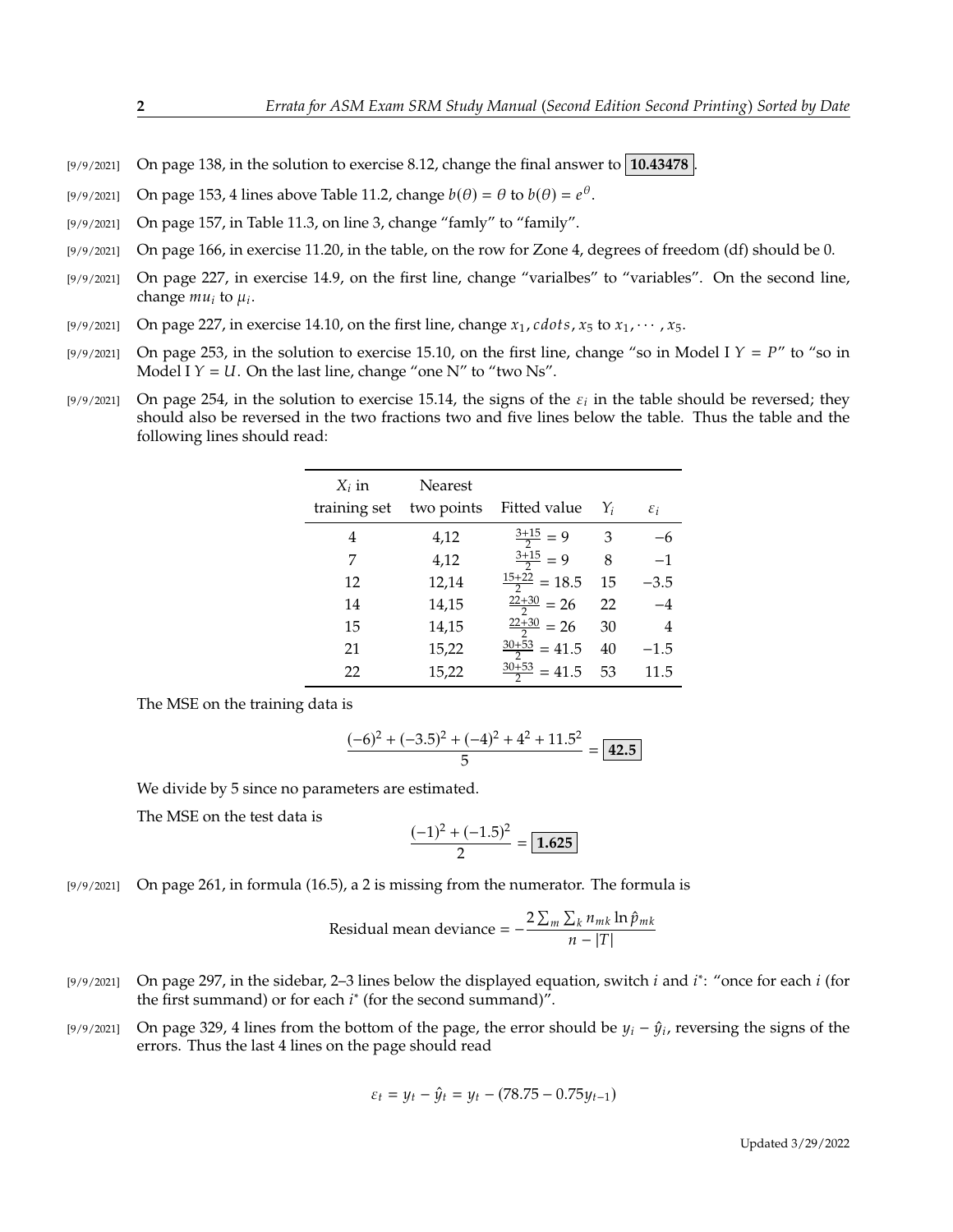[9/9/2021] On page 138, in the solution to exercise 8.12, change the final answer to **10.43478**.

[9/9/2021] On page 153, 4 lines above Table 11.2, change $b(\theta) = \theta$ to $b(\theta) = e^{\theta}$.

[9/9/2021] On page 157, in Table 11.3, on line 3, change "famly" to "family".

[9/9/2021] On page 166, in exercise 11.20, in the table, on the row for Zone 4, degrees of freedom (df) should be 0.

[9/9/2021] On page 227, in exercise 14.9, on the first line, change "varialbes" to "variables". On the second line, change $mu_i$ to $\mu_i$.

[9/9/2021] On page 227, in exercise 14.10, on the first line, change $x_1, cdots, x_5$ to $x_1, \cdots, x_5$.

[9/9/2021] On page 253, in the solution to exercise 15.10, on the first line, change "so in Model I $Y = P$" to "so in Model I $Y = U$. On the last line, change "one N" to "two Ns".

[9/9/2021] On page 254, in the solution to exercise 15.14, the signs of the $\varepsilon_i$ in the table should be reversed; they should also be reversed in the two fractions two and five lines below the table. Thus the table and the following lines should read:

| $X_i$ in training set | Nearest two points | Fitted value | $Y_i$ | $\varepsilon_i$ |
|---|---|---|---|---|
| 4 | 4,12 | $\frac{3+15}{2} = 9$ | 3 | $-6$ |
| 7 | 4,12 | $\frac{3+15}{2} = 9$ | 8 | $-1$ |
| 12 | 12,14 | $\frac{15+22}{2} = 18.5$ | 15 | $-3.5$ |
| 14 | 14,15 | $\frac{22+30}{2} = 26$ | 22 | $-4$ |
| 15 | 14,15 | $\frac{22+30}{2} = 26$ | 30 | 4 |
| 21 | 15,22 | $\frac{30+53}{2} = 41.5$ | 40 | $-1.5$ |
| 22 | 15,22 | $\frac{30+53}{2} = 41.5$ | 53 | 11.5 |

The MSE on the training data is

$$\frac{(-6)^2 + (-3.5)^2 + (-4)^2 + 4^2 + 11.5^2}{5} = \boxed{42.5}$$

We divide by 5 since no parameters are estimated.

The MSE on the test data is

$$\frac{(-1)^2 + (-1.5)^2}{2} = \boxed{1.625}$$

[9/9/2021] On page 261, in formula (16.5), a 2 is missing from the numerator. The formula is

$$\text{Residual mean deviance} = -\frac{2\sum_m \sum_k n_{mk} \ln \hat{p}_{mk}}{n - |T|}$$

[9/9/2021] On page 297, in the sidebar, 2–3 lines below the displayed equation, switch $i$ and $i^*$: "once for each $i$ (for the first summand) or for each $i^*$ (for the second summand)".

[9/9/2021] On page 329, 4 lines from the bottom of the page, the error should be $y_i - \hat{y}_i$, reversing the signs of the errors. Thus the last 4 lines on the page should read

$$\varepsilon_t = y_t - \hat{y}_t = y_t - (78.75 - 0.75 y_{t-1})$$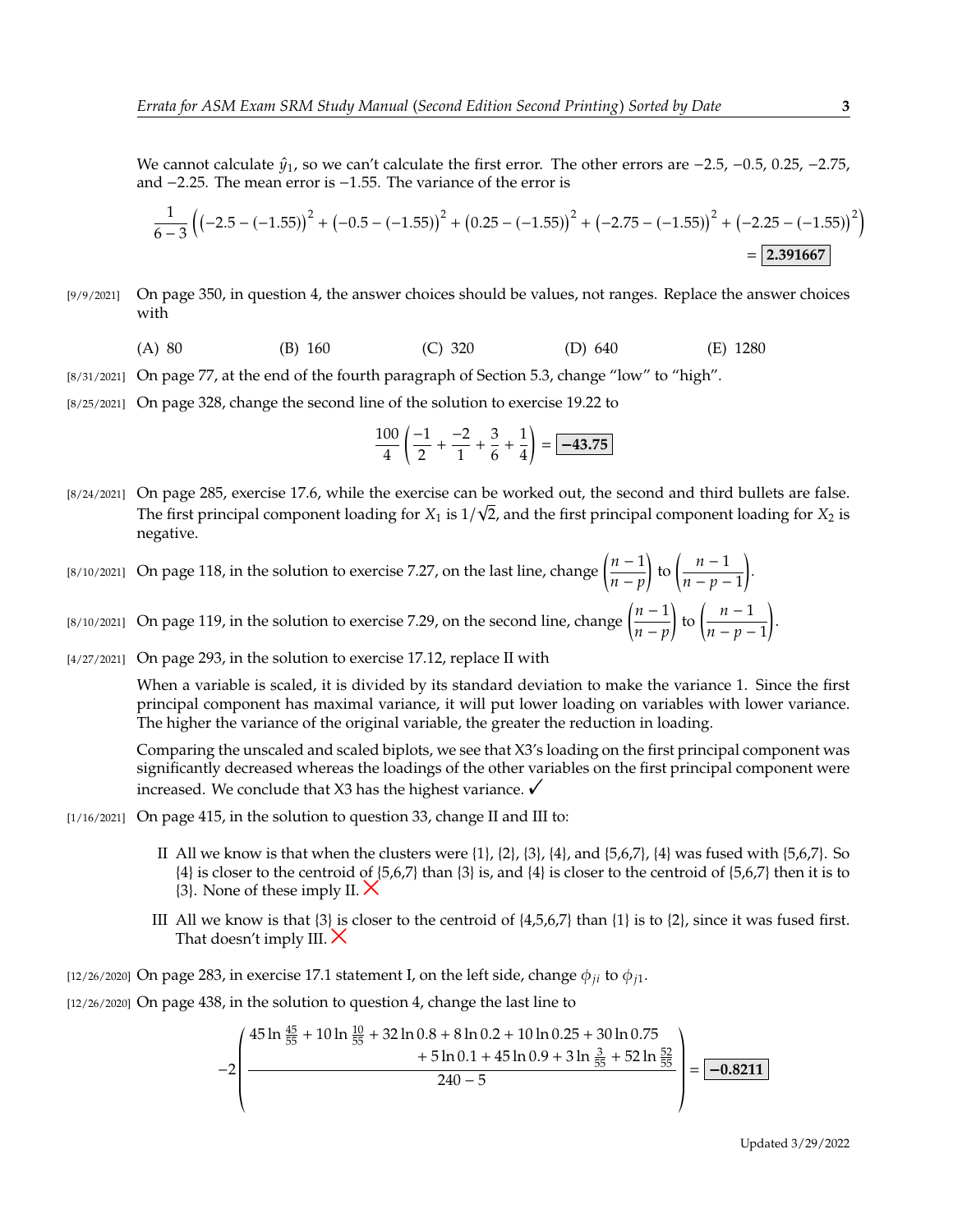We cannot calculate $\hat{y}_1$, so we can't calculate the first error. The other errors are $-2.5$, $-0.5$, $0.25$, $-2.75$, and $-2.25$. The mean error is $-1.55$. The variance of the error is

$$\frac{1}{6-3}\Big(\big(-2.5-(-1.55)\big)^2+\big(-0.5-(-1.55)\big)^2+\big(0.25-(-1.55)\big)^2+\big(-2.75-(-1.55)\big)^2+\big(-2.25-(-1.55)\big)^2\Big) = \boxed{2.391667}$$

[9/9/2021] On page 350, in question 4, the answer choices should be values, not ranges. Replace the answer choices with

(A) 80 (B) 160 (C) 320 (D) 640 (E) 1280

[8/31/2021] On page 77, at the end of the fourth paragraph of Section 5.3, change "low" to "high".

[8/25/2021] On page 328, change the second line of the solution to exercise 19.22 to

$$\frac{100}{4}\left(\frac{-1}{2}+\frac{-2}{1}+\frac{3}{6}+\frac{1}{4}\right) = \boxed{-43.75}$$

[8/24/2021] On page 285, exercise 17.6, while the exercise can be worked out, the second and third bullets are false. The first principal component loading for $X_1$ is $1/\sqrt{2}$, and the first principal component loading for $X_2$ is negative.

[8/10/2021] On page 118, in the solution to exercise 7.27, on the last line, change $\left(\frac{n-1}{n-p}\right)$ to $\left(\frac{n-1}{n-p-1}\right)$.

[8/10/2021] On page 119, in the solution to exercise 7.29, on the second line, change $\left(\frac{n-1}{n-p}\right)$ to $\left(\frac{n-1}{n-p-1}\right)$.

[4/27/2021] On page 293, in the solution to exercise 17.12, replace II with

When a variable is scaled, it is divided by its standard deviation to make the variance 1. Since the first principal component has maximal variance, it will put lower loading on variables with lower variance. The higher the variance of the original variable, the greater the reduction in loading.

Comparing the unscaled and scaled biplots, we see that X3's loading on the first principal component was significantly decreased whereas the loadings of the other variables on the first principal component were increased. We conclude that X3 has the highest variance. ✓

[1/16/2021] On page 415, in the solution to question 33, change II and III to:

II All we know is that when the clusters were {1}, {2}, {3}, {4}, and {5,6,7}, {4} was fused with {5,6,7}. So {4} is closer to the centroid of {5,6,7} than {3} is, and {4} is closer to the centroid of {5,6,7} then it is to {3}. None of these imply II. ✗

III All we know is that {3} is closer to the centroid of {4,5,6,7} than {1} is to {2}, since it was fused first. That doesn't imply III. ✗

[12/26/2020] On page 283, in exercise 17.1 statement I, on the left side, change $\phi_{ji}$ to $\phi_{j1}$.

[12/26/2020] On page 438, in the solution to question 4, change the last line to

$$-2\left(\frac{45\ln\frac{45}{55}+10\ln\frac{10}{55}+32\ln 0.8+8\ln 0.2+10\ln 0.25+30\ln 0.75 + 5\ln 0.1+45\ln 0.9+3\ln\frac{3}{55}+52\ln\frac{52}{55}}{240-5}\right) = \boxed{-0.8211}$$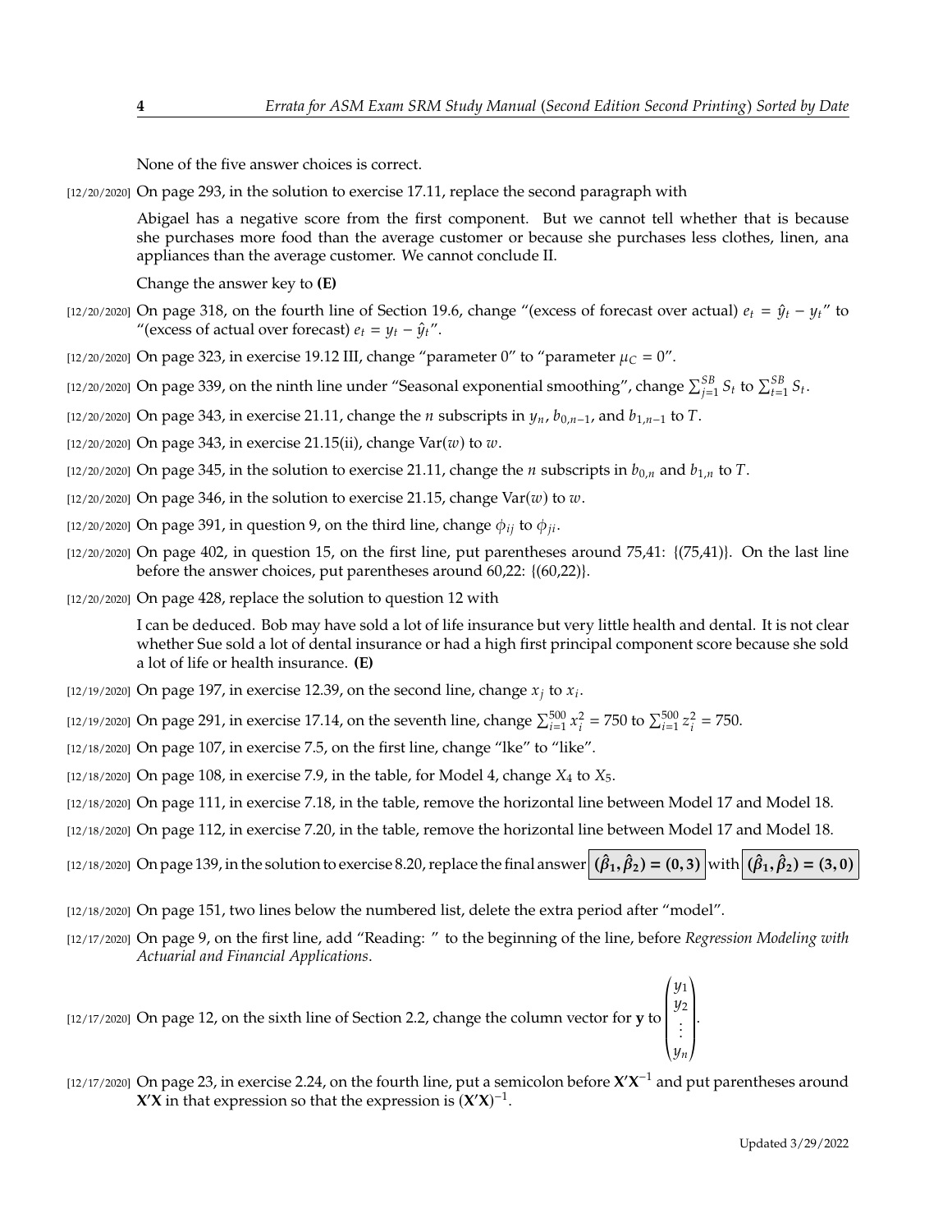None of the five answer choices is correct.

[12/20/2020] On page 293, in the solution to exercise 17.11, replace the second paragraph with

> Abigael has a negative score from the first component. But we cannot tell whether that is because she purchases more food than the average customer or because she purchases less clothes, linen, ana appliances than the average customer. We cannot conclude II.
>
> Change the answer key to **(E)**

[12/20/2020] On page 318, on the fourth line of Section 19.6, change "(excess of forecast over actual) $e_t = \hat{y}_t - y_t$" to "(excess of actual over forecast) $e_t = y_t - \hat{y}_t$".

[12/20/2020] On page 323, in exercise 19.12 III, change "parameter 0" to "parameter $\mu_C = 0$".

[12/20/2020] On page 339, on the ninth line under "Seasonal exponential smoothing", change $\sum_{j=1}^{SB} S_t$ to $\sum_{t=1}^{SB} S_t$.

[12/20/2020] On page 343, in exercise 21.11, change the $n$ subscripts in $y_n$, $b_{0,n-1}$, and $b_{1,n-1}$ to $T$.

[12/20/2020] On page 343, in exercise 21.15(ii), change $\mathrm{Var}(w)$ to $w$.

[12/20/2020] On page 345, in the solution to exercise 21.11, change the $n$ subscripts in $b_{0,n}$ and $b_{1,n}$ to $T$.

[12/20/2020] On page 346, in the solution to exercise 21.15, change $\mathrm{Var}(w)$ to $w$.

[12/20/2020] On page 391, in question 9, on the third line, change $\phi_{ij}$ to $\phi_{ji}$.

[12/20/2020] On page 402, in question 15, on the first line, put parentheses around 75,41: {(75,41)}. On the last line before the answer choices, put parentheses around 60,22: {(60,22)}.

[12/20/2020] On page 428, replace the solution to question 12 with

> I can be deduced. Bob may have sold a lot of life insurance but very little health and dental. It is not clear whether Sue sold a lot of dental insurance or had a high first principal component score because she sold a lot of life or health insurance. **(E)**

[12/19/2020] On page 197, in exercise 12.39, on the second line, change $x_j$ to $x_i$.

[12/19/2020] On page 291, in exercise 17.14, on the seventh line, change $\sum_{i=1}^{500} x_i^2 = 750$ to $\sum_{i=1}^{500} z_i^2 = 750$.

[12/18/2020] On page 107, in exercise 7.5, on the first line, change "lke" to "like".

[12/18/2020] On page 108, in exercise 7.9, in the table, for Model 4, change $X_4$ to $X_5$.

[12/18/2020] On page 111, in exercise 7.18, in the table, remove the horizontal line between Model 17 and Model 18.

[12/18/2020] On page 112, in exercise 7.20, in the table, remove the horizontal line between Model 17 and Model 18.

[12/18/2020] On page 139, in the solution to exercise 8.20, replace the final answer $\boxed{(\hat{\beta}_1, \hat{\beta}_2) = (0, 3)}$ with $\boxed{(\hat{\beta}_1, \hat{\beta}_2) = (3, 0)}$

[12/18/2020] On page 151, two lines below the numbered list, delete the extra period after "model".

[12/17/2020] On page 9, on the first line, add "Reading: " to the beginning of the line, before *Regression Modeling with Actuarial and Financial Applications*.

[12/17/2020] On page 12, on the sixth line of Section 2.2, change the column vector for $\mathbf{y}$ to $\begin{pmatrix} y_1 \\ y_2 \\ \vdots \\ y_n \end{pmatrix}$.

[12/17/2020] On page 23, in exercise 2.24, on the fourth line, put a semicolon before $\mathbf{X}'\mathbf{X}^{-1}$ and put parentheses around $\mathbf{X}'\mathbf{X}$ in that expression so that the expression is $(\mathbf{X}'\mathbf{X})^{-1}$.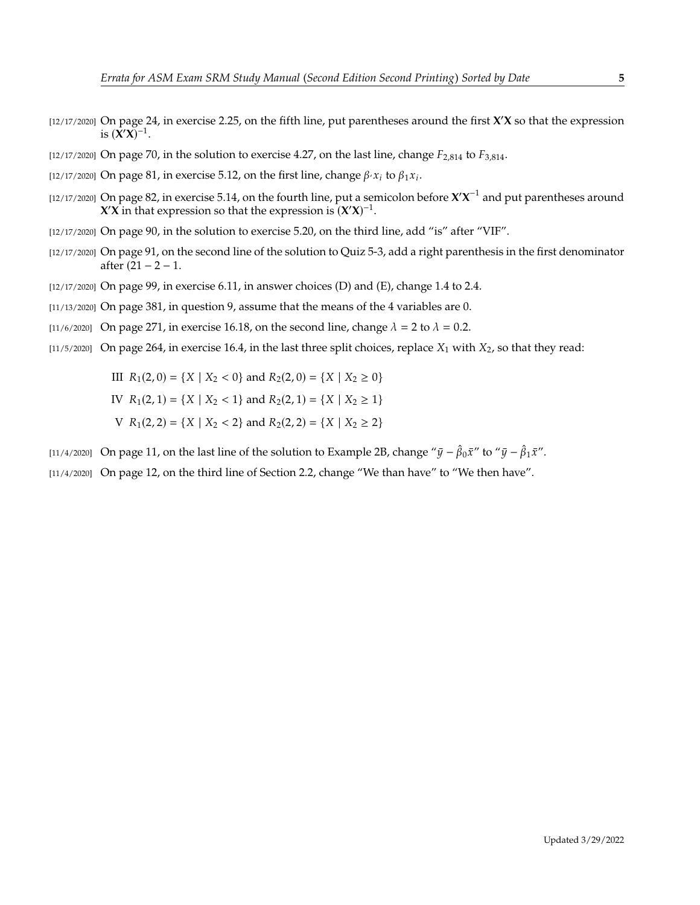[12/17/2020] On page 24, in exercise 2.25, on the fifth line, put parentheses around the first $\mathbf{X'X}$ so that the expression is $(\mathbf{X'X})^{-1}$.

[12/17/2020] On page 70, in the solution to exercise 4.27, on the last line, change $F_{2,814}$ to $F_{3,814}$.

[12/17/2020] On page 81, in exercise 5.12, on the first line, change $\beta_{\cdot} x_i$ to $\beta_1 x_i$.

[12/17/2020] On page 82, in exercise 5.14, on the fourth line, put a semicolon before $\mathbf{X'X}^{-1}$ and put parentheses around $\mathbf{X'X}$ in that expression so that the expression is $(\mathbf{X'X})^{-1}$.

[12/17/2020] On page 90, in the solution to exercise 5.20, on the third line, add "is" after "VIF".

[12/17/2020] On page 91, on the second line of the solution to Quiz 5-3, add a right parenthesis in the first denominator after $(21 - 2 - 1$.

[12/17/2020] On page 99, in exercise 6.11, in answer choices (D) and (E), change 1.4 to 2.4.

[11/13/2020] On page 381, in question 9, assume that the means of the 4 variables are 0.

[11/6/2020] On page 271, in exercise 16.18, on the second line, change $\lambda = 2$ to $\lambda = 0.2$.

[11/5/2020] On page 264, in exercise 16.4, in the last three split choices, replace $X_1$ with $X_2$, so that they read:

III $R_1(2,0) = \{X \mid X_2 < 0\}$ and $R_2(2,0) = \{X \mid X_2 \geq 0\}$

IV $R_1(2,1) = \{X \mid X_2 < 1\}$ and $R_2(2,1) = \{X \mid X_2 \geq 1\}$

V $R_1(2,2) = \{X \mid X_2 < 2\}$ and $R_2(2,2) = \{X \mid X_2 \geq 2\}$

[11/4/2020] On page 11, on the last line of the solution to Example 2B, change "$\bar{y} - \hat{\beta}_0 \bar{x}$" to "$\bar{y} - \hat{\beta}_1 \bar{x}$".

[11/4/2020] On page 12, on the third line of Section 2.2, change "We than have" to "We then have".

Updated 3/29/2022